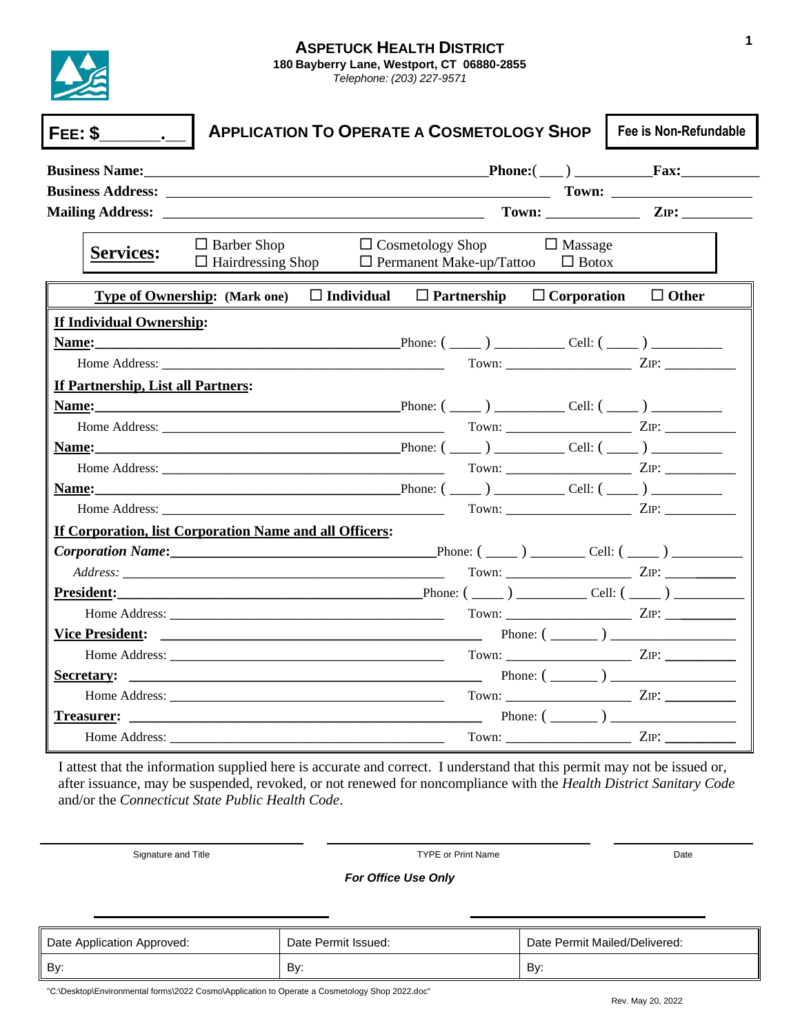# ASPETUCK HEALTH DISTRICT

**180 Bayberry Lane, Westport, CT 06880-2855**

*Telephone: (203) 227-9571*

**FEE: $\_\_\_\_\_\_\_.\_\_**

## APPLICATION TO OPERATE A COSMETOLOGY SHOP

**Fee is Non-Refundable**

**Business Name:**\_\_\_\_\_\_\_\_\_\_\_\_\_\_\_\_\_\_\_\_\_\_\_\_\_\_\_\_\_\_\_\_\_\_\_\_\_\_\_\_ **Phone:**(\_\_\_) \_\_\_\_\_\_\_\_\_\_ **Fax:**\_\_\_\_\_\_\_\_\_\_

**Business Address:** \_\_\_\_\_\_\_\_\_\_\_\_\_\_\_\_\_\_\_\_\_\_\_\_\_\_\_\_\_\_\_\_\_\_\_\_\_\_\_\_\_\_\_\_ **Town:** \_\_\_\_\_\_\_\_\_\_\_\_\_\_\_\_\_\_

**Mailing Address:** \_\_\_\_\_\_\_\_\_\_\_\_\_\_\_\_\_\_\_\_\_\_\_\_\_\_\_\_\_\_\_\_\_\_\_\_\_\_\_\_ **Town:** \_\_\_\_\_\_\_\_\_\_\_\_ **ZIP:** \_\_\_\_\_\_\_\_\_

**Services:**
- ☐ Barber Shop
- ☐ Hairdressing Shop
- ☐ Cosmetology Shop
- ☐ Permanent Make-up/Tattoo
- ☐ Massage
- ☐ Botox

**Type of Ownership: (Mark one)** ☐ **Individual** ☐ **Partnership** ☐ **Corporation** ☐ **Other**

**If Individual Ownership:**

**Name:**\_\_\_\_\_\_\_\_\_\_\_\_\_\_\_\_\_\_\_\_\_\_\_\_\_\_\_\_\_\_\_\_\_\_\_\_ Phone: ( \_\_\_\_ ) \_\_\_\_\_\_\_\_\_ Cell: ( \_\_\_\_ ) \_\_\_\_\_\_\_\_\_\_

Home Address: \_\_\_\_\_\_\_\_\_\_\_\_\_\_\_\_\_\_\_\_\_\_\_\_\_\_\_\_\_\_\_\_\_\_\_\_ Town: \_\_\_\_\_\_\_\_\_\_\_\_\_\_\_\_ ZIP: \_\_\_\_\_\_\_\_\_\_

**If Partnership, List all Partners:**

**Name:**\_\_\_\_\_\_\_\_\_\_\_\_\_\_\_\_\_\_\_\_\_\_\_\_\_\_\_\_\_\_\_\_\_\_\_\_ Phone: ( \_\_\_\_ ) \_\_\_\_\_\_\_\_\_ Cell: ( \_\_\_\_ ) \_\_\_\_\_\_\_\_\_\_

Home Address: \_\_\_\_\_\_\_\_\_\_\_\_\_\_\_\_\_\_\_\_\_\_\_\_\_\_\_\_\_\_\_\_\_\_\_\_ Town: \_\_\_\_\_\_\_\_\_\_\_\_\_\_\_\_ ZIP: \_\_\_\_\_\_\_\_\_\_

**Name:**\_\_\_\_\_\_\_\_\_\_\_\_\_\_\_\_\_\_\_\_\_\_\_\_\_\_\_\_\_\_\_\_\_\_\_\_ Phone: ( \_\_\_\_ ) \_\_\_\_\_\_\_\_\_ Cell: ( \_\_\_\_ ) \_\_\_\_\_\_\_\_\_\_

Home Address: \_\_\_\_\_\_\_\_\_\_\_\_\_\_\_\_\_\_\_\_\_\_\_\_\_\_\_\_\_\_\_\_\_\_\_\_ Town: \_\_\_\_\_\_\_\_\_\_\_\_\_\_\_\_ ZIP: \_\_\_\_\_\_\_\_\_\_

**Name:**\_\_\_\_\_\_\_\_\_\_\_\_\_\_\_\_\_\_\_\_\_\_\_\_\_\_\_\_\_\_\_\_\_\_\_\_ Phone: ( \_\_\_\_ ) \_\_\_\_\_\_\_\_\_ Cell: ( \_\_\_\_ ) \_\_\_\_\_\_\_\_\_\_

Home Address: \_\_\_\_\_\_\_\_\_\_\_\_\_\_\_\_\_\_\_\_\_\_\_\_\_\_\_\_\_\_\_\_\_\_\_\_ Town: \_\_\_\_\_\_\_\_\_\_\_\_\_\_\_\_ ZIP: \_\_\_\_\_\_\_\_\_\_

**If Corporation, list Corporation Name and all Officers:**

***Corporation Name:***\_\_\_\_\_\_\_\_\_\_\_\_\_\_\_\_\_\_\_\_\_\_\_\_\_\_\_\_\_\_\_\_ Phone: ( \_\_\_\_ ) \_\_\_\_\_\_\_ Cell: ( \_\_\_\_ ) \_\_\_\_\_\_\_\_\_\_

*Address:* \_\_\_\_\_\_\_\_\_\_\_\_\_\_\_\_\_\_\_\_\_\_\_\_\_\_\_\_\_\_\_\_\_\_\_\_\_\_\_\_ Town: \_\_\_\_\_\_\_\_\_\_\_\_\_\_\_\_ ZIP: \_\_\_\_\_\_\_\_\_\_

**President:**\_\_\_\_\_\_\_\_\_\_\_\_\_\_\_\_\_\_\_\_\_\_\_\_\_\_\_\_\_\_\_\_\_\_\_\_ Phone: ( \_\_\_\_ ) \_\_\_\_\_\_\_\_\_ Cell: ( \_\_\_\_ ) \_\_\_\_\_\_\_\_\_\_

Home Address: \_\_\_\_\_\_\_\_\_\_\_\_\_\_\_\_\_\_\_\_\_\_\_\_\_\_\_\_\_\_\_\_\_\_\_\_ Town: \_\_\_\_\_\_\_\_\_\_\_\_\_\_\_\_ ZIP: \_\_\_\_\_\_\_\_\_\_

**Vice President:** \_\_\_\_\_\_\_\_\_\_\_\_\_\_\_\_\_\_\_\_\_\_\_\_\_\_\_\_\_\_\_\_\_\_\_\_\_\_\_\_ Phone: ( \_\_\_\_\_\_ ) \_\_\_\_\_\_\_\_\_\_\_\_\_\_\_\_

Home Address: \_\_\_\_\_\_\_\_\_\_\_\_\_\_\_\_\_\_\_\_\_\_\_\_\_\_\_\_\_\_\_\_\_\_\_\_ Town: \_\_\_\_\_\_\_\_\_\_\_\_\_\_\_\_ ZIP: \_\_\_\_\_\_\_\_\_\_

**Secretary:** \_\_\_\_\_\_\_\_\_\_\_\_\_\_\_\_\_\_\_\_\_\_\_\_\_\_\_\_\_\_\_\_\_\_\_\_\_\_\_\_\_\_\_\_ Phone: ( \_\_\_\_\_\_ ) \_\_\_\_\_\_\_\_\_\_\_\_\_\_\_\_

Home Address: \_\_\_\_\_\_\_\_\_\_\_\_\_\_\_\_\_\_\_\_\_\_\_\_\_\_\_\_\_\_\_\_\_\_\_\_ Town: \_\_\_\_\_\_\_\_\_\_\_\_\_\_\_\_ ZIP: \_\_\_\_\_\_\_\_\_\_

**Treasurer:** \_\_\_\_\_\_\_\_\_\_\_\_\_\_\_\_\_\_\_\_\_\_\_\_\_\_\_\_\_\_\_\_\_\_\_\_\_\_\_\_\_\_\_\_ Phone: ( \_\_\_\_\_\_ ) \_\_\_\_\_\_\_\_\_\_\_\_\_\_\_\_

Home Address: \_\_\_\_\_\_\_\_\_\_\_\_\_\_\_\_\_\_\_\_\_\_\_\_\_\_\_\_\_\_\_\_\_\_\_\_ Town: \_\_\_\_\_\_\_\_\_\_\_\_\_\_\_\_ ZIP: \_\_\_\_\_\_\_\_\_\_

I attest that the information supplied here is accurate and correct. I understand that this permit may not be issued or, after issuance, may be suspended, revoked, or not renewed for noncompliance with the *Health District Sanitary Code* and/or the *Connecticut State Public Health Code*.

| \_\_\_\_\_\_\_\_\_\_\_\_\_\_\_\_\_\_\_\_ | \_\_\_\_\_\_\_\_\_\_\_\_\_\_\_\_\_\_\_\_ | \_\_\_\_\_\_\_\_\_\_ |
|---|---|---|
| Signature and Title | TYPE or Print Name | Date |

***For Office Use Only***

| Date Application Approved: | Date Permit Issued: | Date Permit Mailed/Delivered: |
|---|---|---|
| By: | By: | By: |

"C:\Desktop\Environmental forms\2022 Cosmo\Application to Operate a Cosmetology Shop 2022.doc"

Rev. May 20, 2022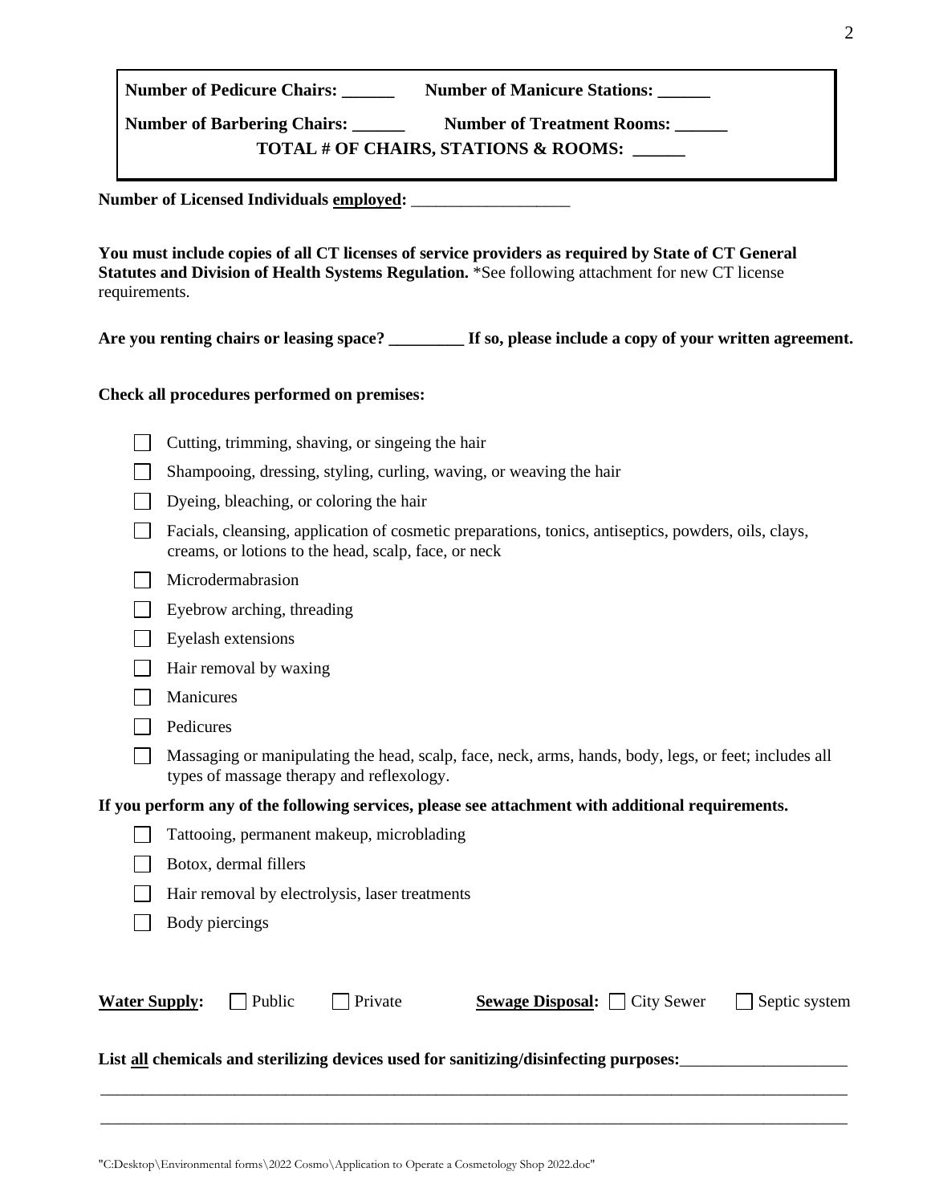**Number of Pedicure Chairs: ______** **Number of Manicure Stations: ______**

**Number of Barbering Chairs: ______** **Number of Treatment Rooms: ______**

**TOTAL # OF CHAIRS, STATIONS & ROOMS: ______**

**Number of Licensed Individuals employed:** ___________________

**You must include copies of all CT licenses of service providers as required by State of CT General Statutes and Division of Health Systems Regulation.** *See following attachment for new CT license requirements.

**Are you renting chairs or leasing space? _________ If so, please include a copy of your written agreement.**

**Check all procedures performed on premises:**

- ☐ Cutting, trimming, shaving, or singeing the hair
- ☐ Shampooing, dressing, styling, curling, waving, or weaving the hair
- ☐ Dyeing, bleaching, or coloring the hair
- ☐ Facials, cleansing, application of cosmetic preparations, tonics, antiseptics, powders, oils, clays, creams, or lotions to the head, scalp, face, or neck
- ☐ Microdermabrasion
- ☐ Eyebrow arching, threading
- ☐ Eyelash extensions
- ☐ Hair removal by waxing
- ☐ Manicures
- ☐ Pedicures
- ☐ Massaging or manipulating the head, scalp, face, neck, arms, hands, body, legs, or feet; includes all types of massage therapy and reflexology.

**If you perform any of the following services, please see attachment with additional requirements.**

- ☐ Tattooing, permanent makeup, microblading
- ☐ Botox, dermal fillers
- ☐ Hair removal by electrolysis, laser treatments
- ☐ Body piercings

**Water Supply:** ☐ Public ☐ Private **Sewage Disposal:** ☐ City Sewer ☐ Septic system

**List all chemicals and sterilizing devices used for sanitizing/disinfecting purposes:**___________________

_____________________________________________________________________________________

_____________________________________________________________________________________

"C:Desktop\Environmental forms\2022 Cosmo\Application to Operate a Cosmetology Shop 2022.doc"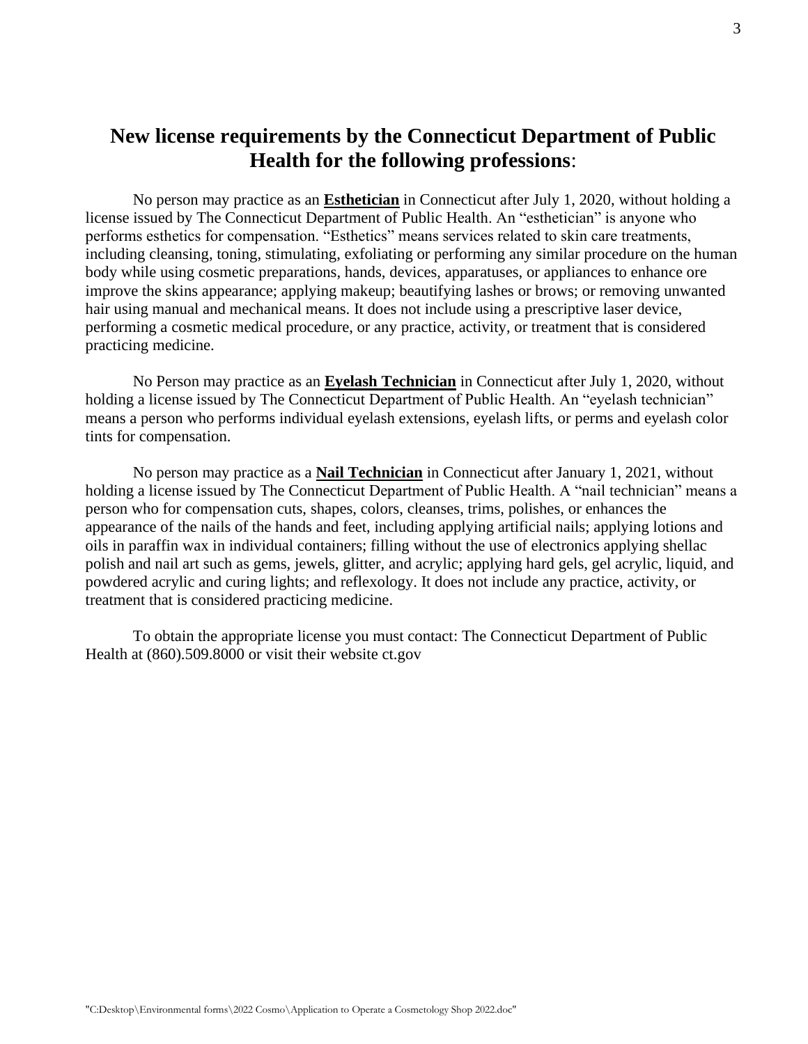## **New license requirements by the Connecticut Department of Public Health for the following professions**:

No person may practice as an **Esthetician** in Connecticut after July 1, 2020, without holding a license issued by The Connecticut Department of Public Health. An "esthetician" is anyone who performs esthetics for compensation. "Esthetics" means services related to skin care treatments, including cleansing, toning, stimulating, exfoliating or performing any similar procedure on the human body while using cosmetic preparations, hands, devices, apparatuses, or appliances to enhance ore improve the skins appearance; applying makeup; beautifying lashes or brows; or removing unwanted hair using manual and mechanical means. It does not include using a prescriptive laser device, performing a cosmetic medical procedure, or any practice, activity, or treatment that is considered practicing medicine.

No Person may practice as an **Eyelash Technician** in Connecticut after July 1, 2020, without holding a license issued by The Connecticut Department of Public Health. An "eyelash technician" means a person who performs individual eyelash extensions, eyelash lifts, or perms and eyelash color tints for compensation.

No person may practice as a **Nail Technician** in Connecticut after January 1, 2021, without holding a license issued by The Connecticut Department of Public Health. A "nail technician" means a person who for compensation cuts, shapes, colors, cleanses, trims, polishes, or enhances the appearance of the nails of the hands and feet, including applying artificial nails; applying lotions and oils in paraffin wax in individual containers; filling without the use of electronics applying shellac polish and nail art such as gems, jewels, glitter, and acrylic; applying hard gels, gel acrylic, liquid, and powdered acrylic and curing lights; and reflexology. It does not include any practice, activity, or treatment that is considered practicing medicine.

To obtain the appropriate license you must contact: The Connecticut Department of Public Health at (860).509.8000 or visit their website ct.gov